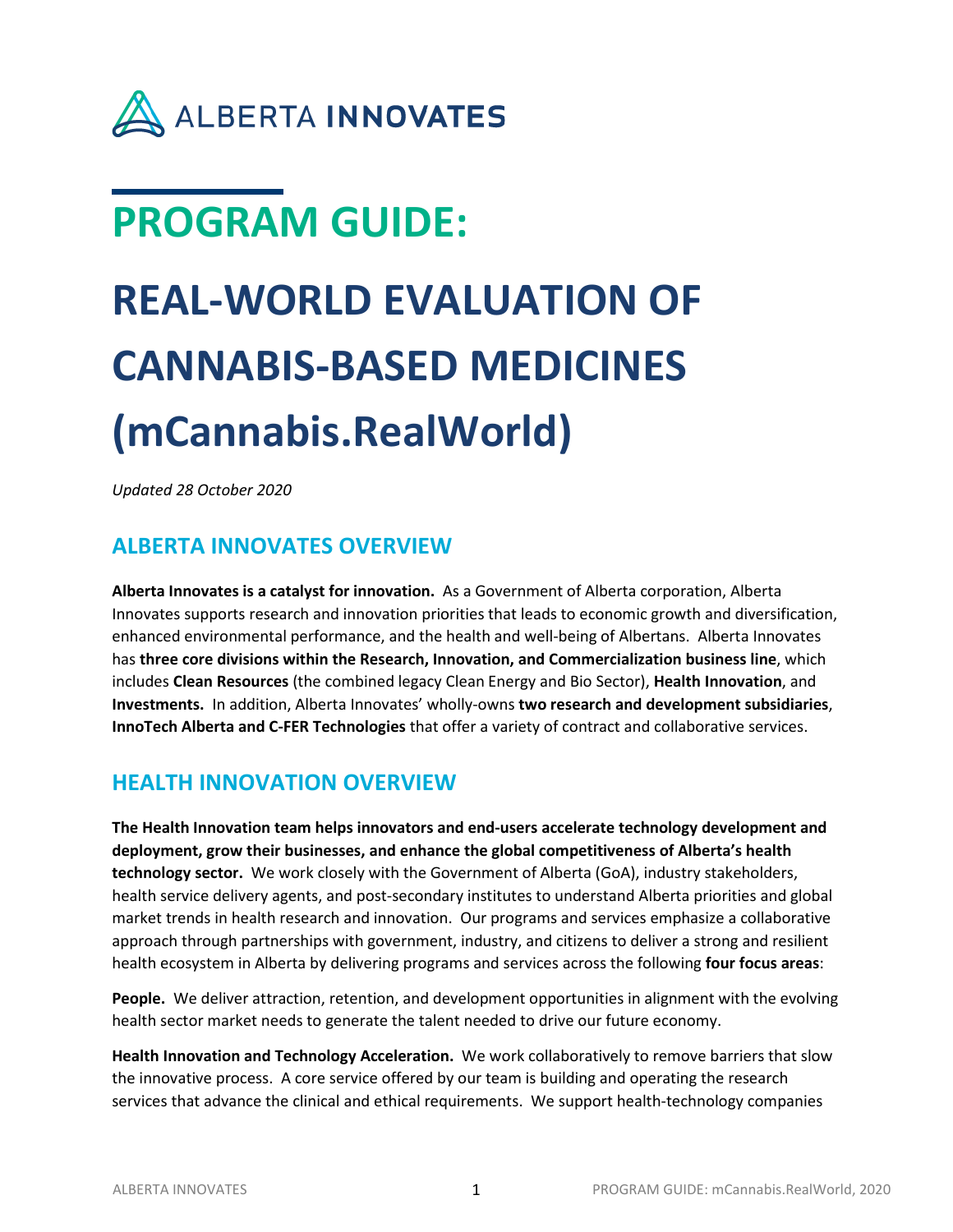ALBERTA INNOVATES

# PROGRAM GUIDE:

# REAL-WORLD EVALUATION OF CANNABIS-BASED MEDICINES (mCannabis.RealWorld)

*Updated 28 October 2020*

## ALBERTA INNOVATES OVERVIEW

**Alberta Innovates is a catalyst for innovation.** As a Government of Alberta corporation, Alberta Innovates supports research and innovation priorities that leads to economic growth and diversification, enhanced environmental performance, and the health and well-being of Albertans. Alberta Innovates has **three core divisions within the Research, Innovation, and Commercialization business line**, which includes **Clean Resources** (the combined legacy Clean Energy and Bio Sector), **Health Innovation**, and **Investments.** In addition, Alberta Innovates' wholly-owns **two research and development subsidiaries**, **InnoTech Alberta and C-FER Technologies** that offer a variety of contract and collaborative services.

## HEALTH INNOVATION OVERVIEW

**The Health Innovation team helps innovators and end-users accelerate technology development and deployment, grow their businesses, and enhance the global competitiveness of Alberta's health technology sector.** We work closely with the Government of Alberta (GoA), industry stakeholders, health service delivery agents, and post-secondary institutes to understand Alberta priorities and global market trends in health research and innovation. Our programs and services emphasize a collaborative approach through partnerships with government, industry, and citizens to deliver a strong and resilient health ecosystem in Alberta by delivering programs and services across the following **four focus areas**:

**People.** We deliver attraction, retention, and development opportunities in alignment with the evolving health sector market needs to generate the talent needed to drive our future economy.

**Health Innovation and Technology Acceleration.** We work collaboratively to remove barriers that slow the innovative process. A core service offered by our team is building and operating the research services that advance the clinical and ethical requirements. We support health-technology companies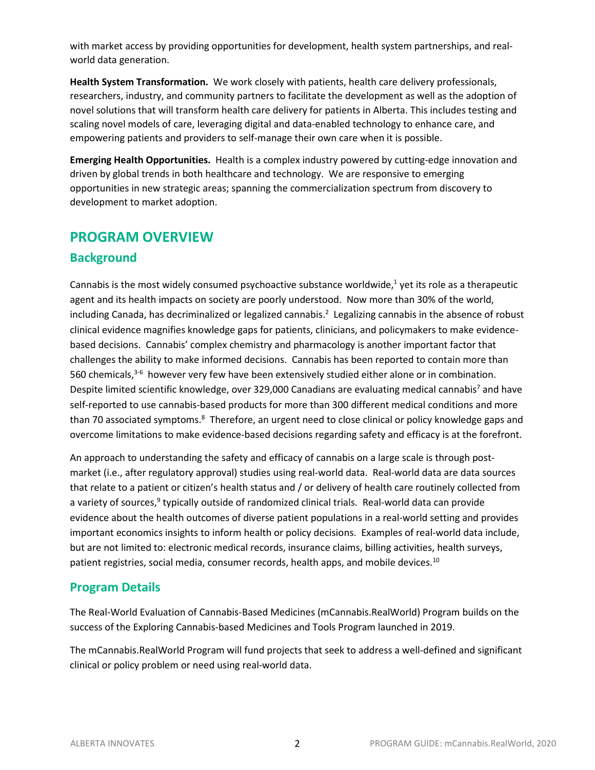with market access by providing opportunities for development, health system partnerships, and real-world data generation.

**Health System Transformation.** We work closely with patients, health care delivery professionals, researchers, industry, and community partners to facilitate the development as well as the adoption of novel solutions that will transform health care delivery for patients in Alberta. This includes testing and scaling novel models of care, leveraging digital and data-enabled technology to enhance care, and empowering patients and providers to self-manage their own care when it is possible.

**Emerging Health Opportunities.** Health is a complex industry powered by cutting-edge innovation and driven by global trends in both healthcare and technology. We are responsive to emerging opportunities in new strategic areas; spanning the commercialization spectrum from discovery to development to market adoption.

# PROGRAM OVERVIEW

## Background

Cannabis is the most widely consumed psychoactive substance worldwide,[1] yet its role as a therapeutic agent and its health impacts on society are poorly understood. Now more than 30% of the world, including Canada, has decriminalized or legalized cannabis.[2] Legalizing cannabis in the absence of robust clinical evidence magnifies knowledge gaps for patients, clinicians, and policymakers to make evidence-based decisions. Cannabis' complex chemistry and pharmacology is another important factor that challenges the ability to make informed decisions. Cannabis has been reported to contain more than 560 chemicals,[3-6] however very few have been extensively studied either alone or in combination. Despite limited scientific knowledge, over 329,000 Canadians are evaluating medical cannabis[7] and have self-reported to use cannabis-based products for more than 300 different medical conditions and more than 70 associated symptoms.[8] Therefore, an urgent need to close clinical or policy knowledge gaps and overcome limitations to make evidence-based decisions regarding safety and efficacy is at the forefront.

An approach to understanding the safety and efficacy of cannabis on a large scale is through post-market (i.e., after regulatory approval) studies using real-world data. Real-world data are data sources that relate to a patient or citizen's health status and / or delivery of health care routinely collected from a variety of sources,[9] typically outside of randomized clinical trials. Real-world data can provide evidence about the health outcomes of diverse patient populations in a real-world setting and provides important economics insights to inform health or policy decisions. Examples of real-world data include, but are not limited to: electronic medical records, insurance claims, billing activities, health surveys, patient registries, social media, consumer records, health apps, and mobile devices.[10]

## Program Details

The Real-World Evaluation of Cannabis-Based Medicines (mCannabis.RealWorld) Program builds on the success of the Exploring Cannabis-based Medicines and Tools Program launched in 2019.

The mCannabis.RealWorld Program will fund projects that seek to address a well-defined and significant clinical or policy problem or need using real-world data.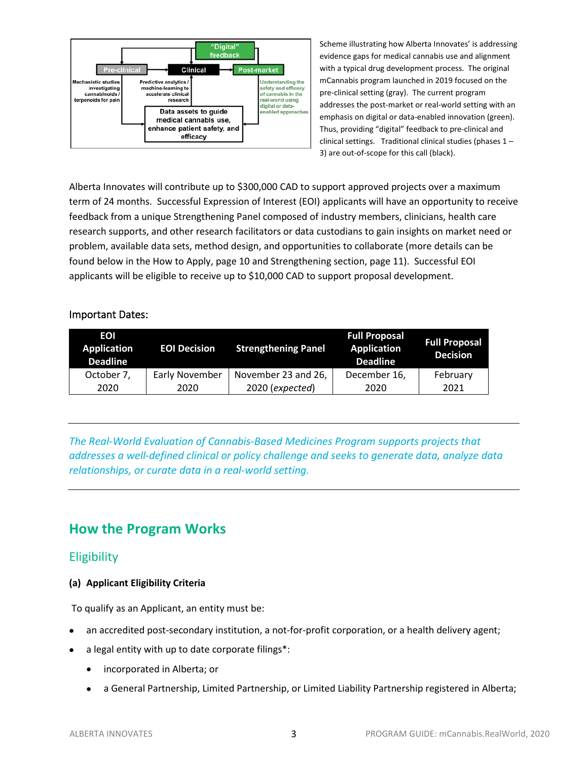Scheme illustrating how Alberta Innovates' is addressing evidence gaps for medical cannabis use and alignment with a typical drug development process. The original mCannabis program launched in 2019 focused on the pre-clinical setting (gray). The current program addresses the post-market or real-world setting with an emphasis on digital or data-enabled innovation (green). Thus, providing "digital" feedback to pre-clinical and clinical settings. Traditional clinical studies (phases 1 – 3) are out-of-scope for this call (black).

Alberta Innovates will contribute up to $300,000 CAD to support approved projects over a maximum term of 24 months. Successful Expression of Interest (EOI) applicants will have an opportunity to receive feedback from a unique Strengthening Panel composed of industry members, clinicians, health care research supports, and other research facilitators or data custodians to gain insights on market need or problem, available data sets, method design, and opportunities to collaborate (more details can be found below in the How to Apply, page 10 and Strengthening section, page 11). Successful EOI applicants will be eligible to receive up to $10,000 CAD to support proposal development.

Important Dates:

| EOI Application Deadline | EOI Decision | Strengthening Panel | Full Proposal Application Deadline | Full Proposal Decision |
|---|---|---|---|---|
| October 7, 2020 | Early November 2020 | November 23 and 26, 2020 (*expected*) | December 16, 2020 | February 2021 |

---

*The Real-World Evaluation of Cannabis-Based Medicines Program supports projects that addresses a well-defined clinical or policy challenge and seeks to generate data, analyze data relationships, or curate data in a real-world setting.*

---

## How the Program Works

### Eligibility

**(a) Applicant Eligibility Criteria**

To qualify as an Applicant, an entity must be:

- an accredited post-secondary institution, a not-for-profit corporation, or a health delivery agent;
- a legal entity with up to date corporate filings*:
  - incorporated in Alberta; or
  - a General Partnership, Limited Partnership, or Limited Liability Partnership registered in Alberta;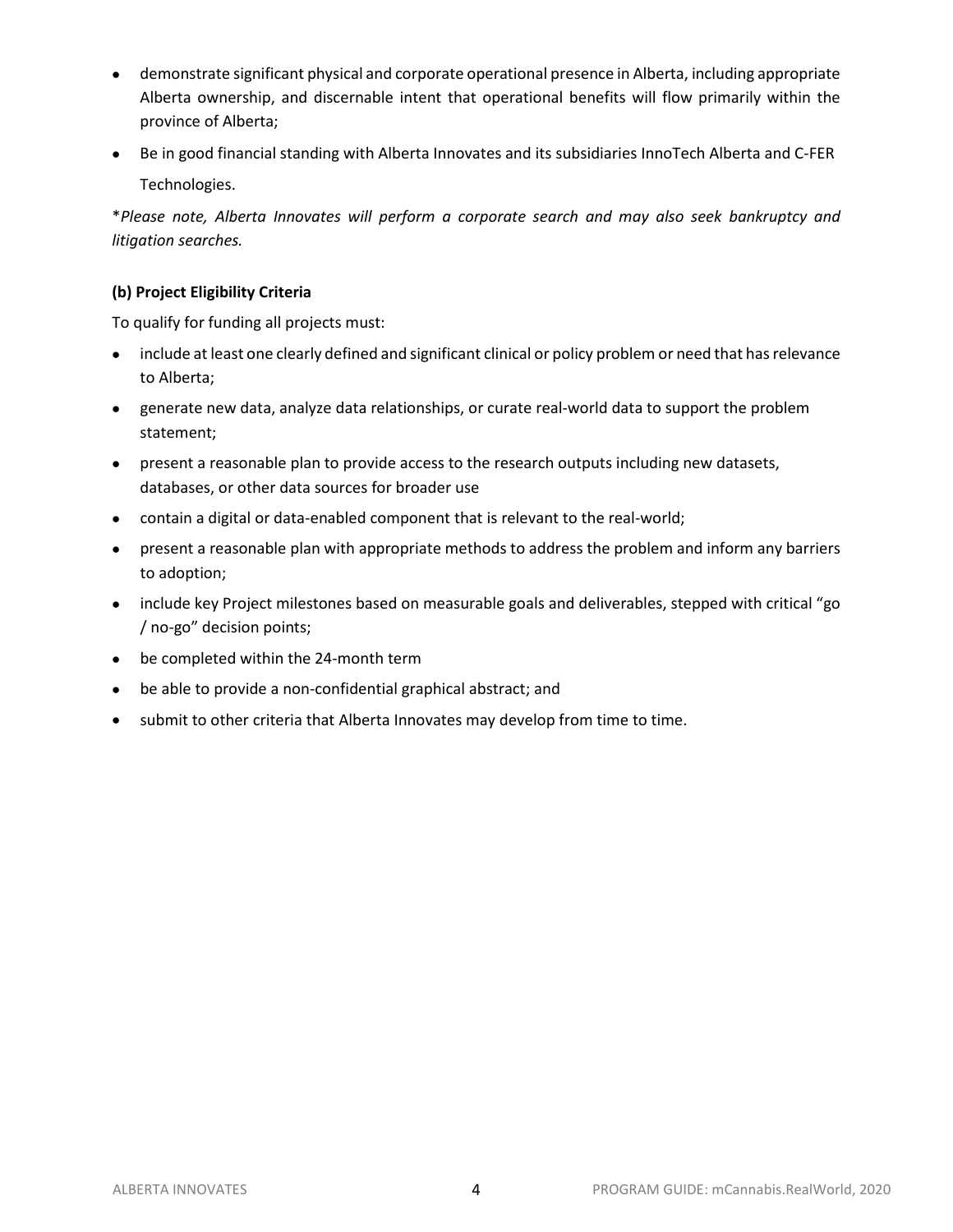- demonstrate significant physical and corporate operational presence in Alberta, including appropriate Alberta ownership, and discernable intent that operational benefits will flow primarily within the province of Alberta;
- Be in good financial standing with Alberta Innovates and its subsidiaries InnoTech Alberta and C-FER Technologies.

*\*Please note, Alberta Innovates will perform a corporate search and may also seek bankruptcy and litigation searches.*

**(b) Project Eligibility Criteria**

To qualify for funding all projects must:

- include at least one clearly defined and significant clinical or policy problem or need that has relevance to Alberta;
- generate new data, analyze data relationships, or curate real-world data to support the problem statement;
- present a reasonable plan to provide access to the research outputs including new datasets, databases, or other data sources for broader use
- contain a digital or data-enabled component that is relevant to the real-world;
- present a reasonable plan with appropriate methods to address the problem and inform any barriers to adoption;
- include key Project milestones based on measurable goals and deliverables, stepped with critical "go / no-go" decision points;
- be completed within the 24-month term
- be able to provide a non-confidential graphical abstract; and
- submit to other criteria that Alberta Innovates may develop from time to time.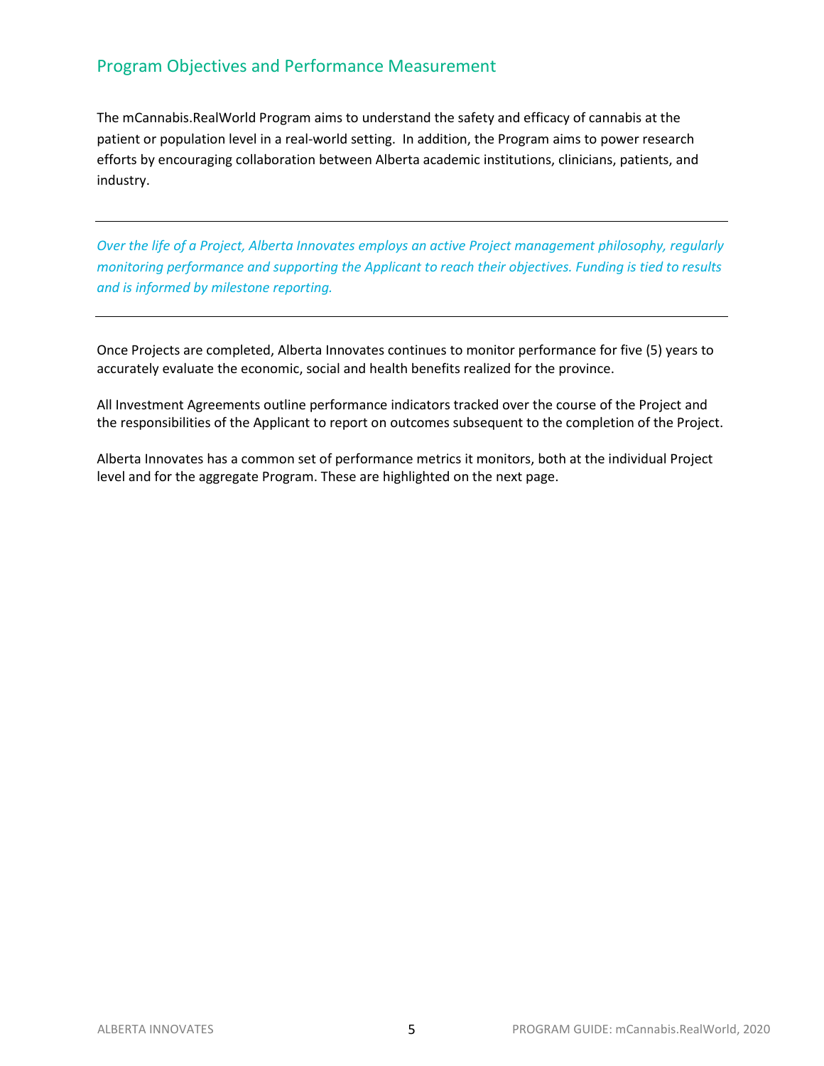## Program Objectives and Performance Measurement

The mCannabis.RealWorld Program aims to understand the safety and efficacy of cannabis at the patient or population level in a real-world setting. In addition, the Program aims to power research efforts by encouraging collaboration between Alberta academic institutions, clinicians, patients, and industry.

---

*Over the life of a Project, Alberta Innovates employs an active Project management philosophy, regularly monitoring performance and supporting the Applicant to reach their objectives. Funding is tied to results and is informed by milestone reporting.*

---

Once Projects are completed, Alberta Innovates continues to monitor performance for five (5) years to accurately evaluate the economic, social and health benefits realized for the province.

All Investment Agreements outline performance indicators tracked over the course of the Project and the responsibilities of the Applicant to report on outcomes subsequent to the completion of the Project.

Alberta Innovates has a common set of performance metrics it monitors, both at the individual Project level and for the aggregate Program. These are highlighted on the next page.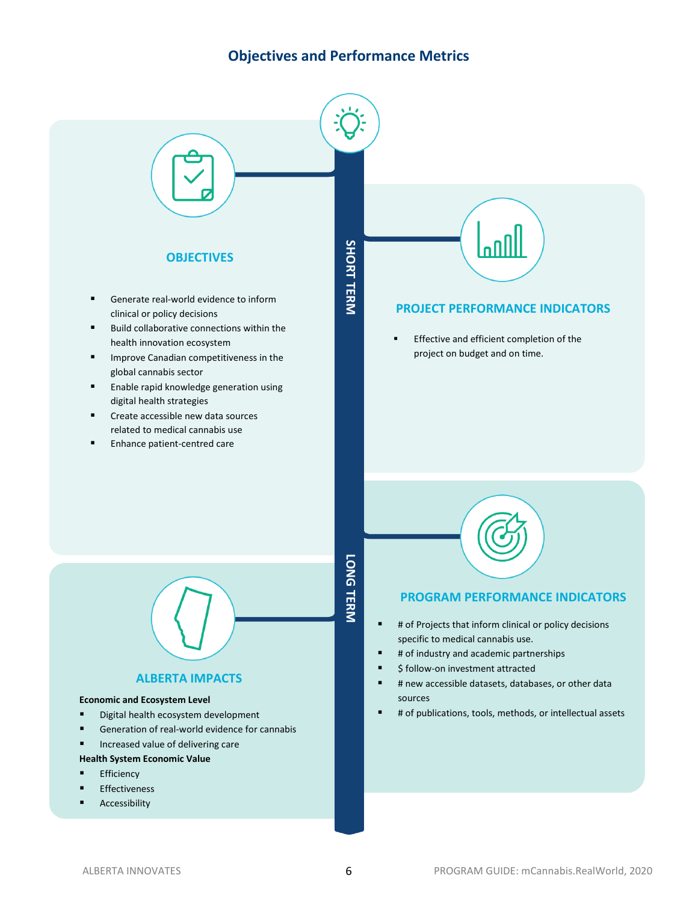# Objectives and Performance Metrics

SHORT TERM

## OBJECTIVES

- Generate real-world evidence to inform clinical or policy decisions
- Build collaborative connections within the health innovation ecosystem
- Improve Canadian competitiveness in the global cannabis sector
- Enable rapid knowledge generation using digital health strategies
- Create accessible new data sources related to medical cannabis use
- Enhance patient-centred care

## PROJECT PERFORMANCE INDICATORS

- Effective and efficient completion of the project on budget and on time.

LONG TERM

## ALBERTA IMPACTS

**Economic and Ecosystem Level**

- Digital health ecosystem development
- Generation of real-world evidence for cannabis
- Increased value of delivering care

**Health System Economic Value**

- Efficiency
- Effectiveness
- Accessibility

## PROGRAM PERFORMANCE INDICATORS

- # of Projects that inform clinical or policy decisions specific to medical cannabis use.
- # of industry and academic partnerships
- $ follow-on investment attracted
- # new accessible datasets, databases, or other data sources
- # of publications, tools, methods, or intellectual assets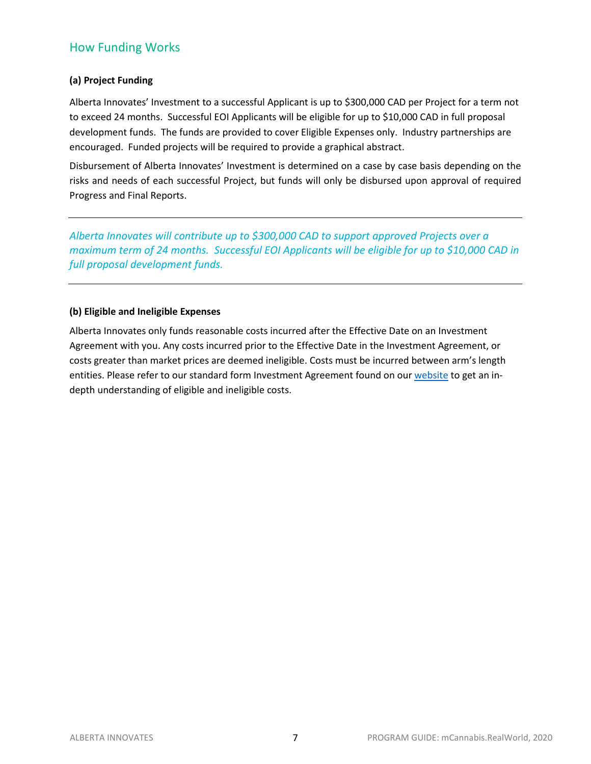## How Funding Works

**(a) Project Funding**

Alberta Innovates' Investment to a successful Applicant is up to $300,000 CAD per Project for a term not to exceed 24 months. Successful EOI Applicants will be eligible for up to $10,000 CAD in full proposal development funds. The funds are provided to cover Eligible Expenses only. Industry partnerships are encouraged. Funded projects will be required to provide a graphical abstract.

Disbursement of Alberta Innovates' Investment is determined on a case by case basis depending on the risks and needs of each successful Project, but funds will only be disbursed upon approval of required Progress and Final Reports.

---

*Alberta Innovates will contribute up to $300,000 CAD to support approved Projects over a maximum term of 24 months. Successful EOI Applicants will be eligible for up to $10,000 CAD in full proposal development funds.*

---

**(b) Eligible and Ineligible Expenses**

Alberta Innovates only funds reasonable costs incurred after the Effective Date on an Investment Agreement with you. Any costs incurred prior to the Effective Date in the Investment Agreement, or costs greater than market prices are deemed ineligible. Costs must be incurred between arm's length entities. Please refer to our standard form Investment Agreement found on our website to get an in-depth understanding of eligible and ineligible costs.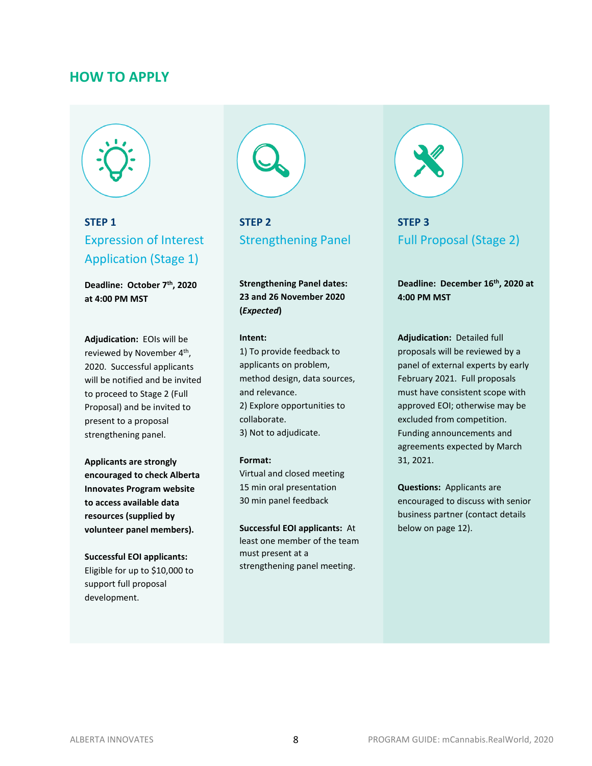## HOW TO APPLY

### STEP 1

#### Expression of Interest Application (Stage 1)

**Deadline: October 7th, 2020 at 4:00 PM MST**

**Adjudication:** EOIs will be reviewed by November 4th, 2020. Successful applicants will be notified and be invited to proceed to Stage 2 (Full Proposal) and be invited to present to a proposal strengthening panel.

**Applicants are strongly encouraged to check Alberta Innovates Program website to access available data resources (supplied by volunteer panel members).**

**Successful EOI applicants:** Eligible for up to $10,000 to support full proposal development.

### STEP 2

#### Strengthening Panel

**Strengthening Panel dates: 23 and 26 November 2020 (*Expected*)**

**Intent:**
1) To provide feedback to applicants on problem, method design, data sources, and relevance.
2) Explore opportunities to collaborate.
3) Not to adjudicate.

**Format:**
Virtual and closed meeting
15 min oral presentation
30 min panel feedback

**Successful EOI applicants:** At least one member of the team must present at a strengthening panel meeting.

### STEP 3

#### Full Proposal (Stage 2)

**Deadline: December 16th, 2020 at 4:00 PM MST**

**Adjudication:** Detailed full proposals will be reviewed by a panel of external experts by early February 2021. Full proposals must have consistent scope with approved EOI; otherwise may be excluded from competition. Funding announcements and agreements expected by March 31, 2021.

**Questions:** Applicants are encouraged to discuss with senior business partner (contact details below on page 12).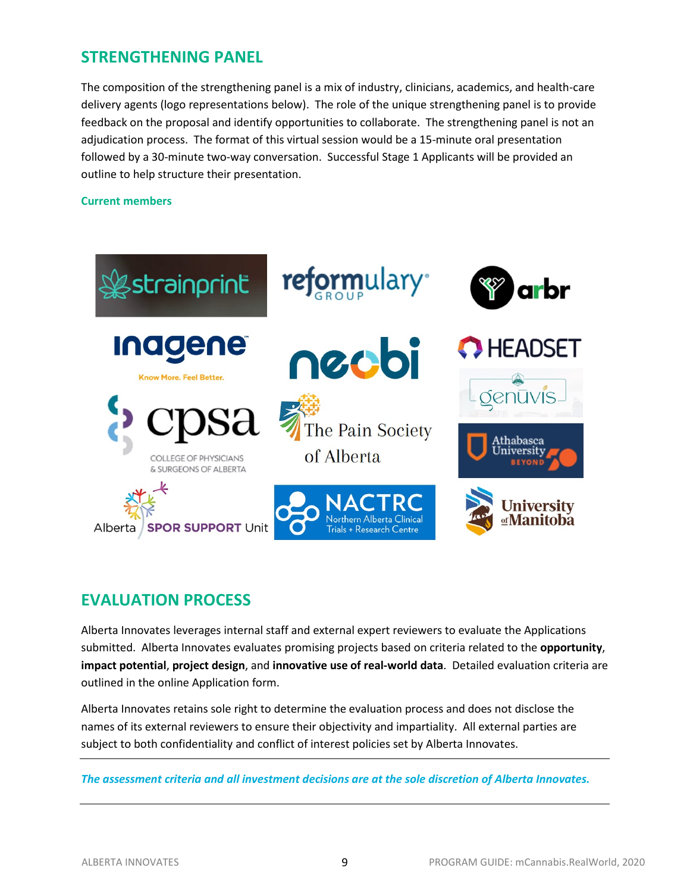## STRENGTHENING PANEL

The composition of the strengthening panel is a mix of industry, clinicians, academics, and health-care delivery agents (logo representations below). The role of the unique strengthening panel is to provide feedback on the proposal and identify opportunities to collaborate. The strengthening panel is not an adjudication process. The format of this virtual session would be a 15-minute oral presentation followed by a 30-minute two-way conversation. Successful Stage 1 Applicants will be provided an outline to help structure their presentation.

### Current members

strainprint

reformulary GROUP

arbr

inagene Know More. Feel Better.

neobi

HEADSET

genuvis

cpsa COLLEGE OF PHYSICIANS & SURGEONS OF ALBERTA

The Pain Society of Alberta

Athabasca University BEYOND 50

Alberta SPOR SUPPORT Unit

NACTRC Northern Alberta Clinical Trials + Research Centre

University of Manitoba

## EVALUATION PROCESS

Alberta Innovates leverages internal staff and external expert reviewers to evaluate the Applications submitted. Alberta Innovates evaluates promising projects based on criteria related to the **opportunity**, **impact potential**, **project design**, and **innovative use of real-world data**. Detailed evaluation criteria are outlined in the online Application form.

Alberta Innovates retains sole right to determine the evaluation process and does not disclose the names of its external reviewers to ensure their objectivity and impartiality. All external parties are subject to both confidentiality and conflict of interest policies set by Alberta Innovates.

---

***The assessment criteria and all investment decisions are at the sole discretion of Alberta Innovates.***

---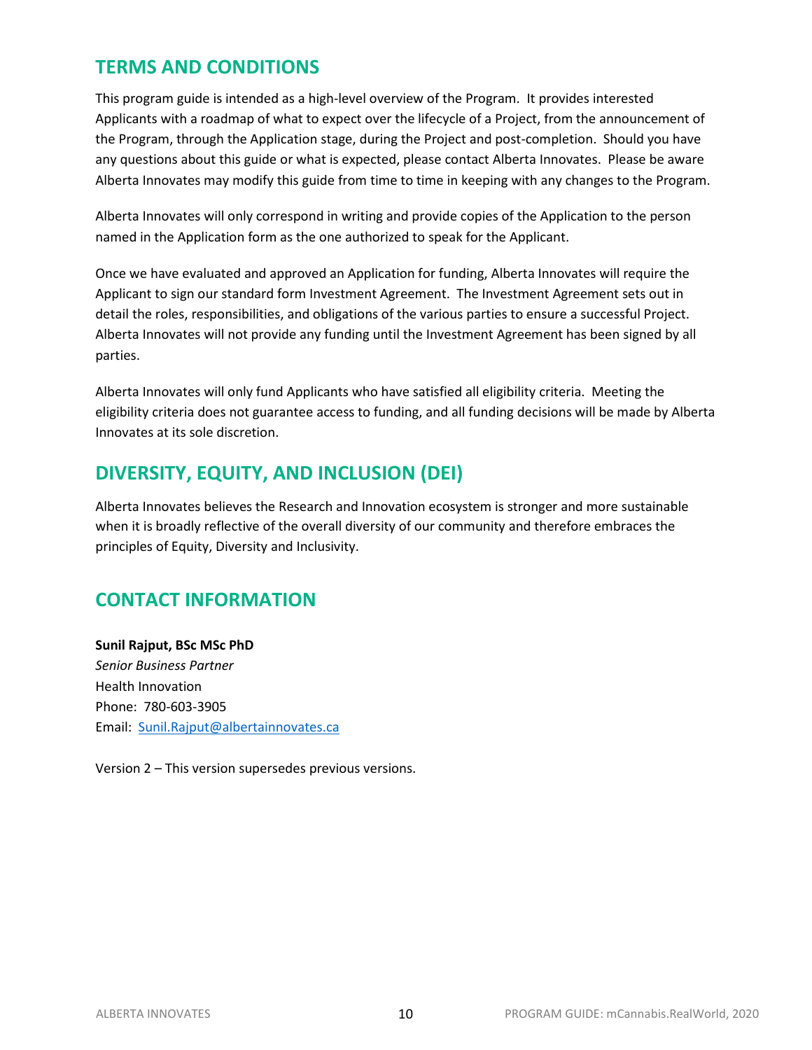## TERMS AND CONDITIONS

This program guide is intended as a high-level overview of the Program. It provides interested Applicants with a roadmap of what to expect over the lifecycle of a Project, from the announcement of the Program, through the Application stage, during the Project and post-completion. Should you have any questions about this guide or what is expected, please contact Alberta Innovates. Please be aware Alberta Innovates may modify this guide from time to time in keeping with any changes to the Program.

Alberta Innovates will only correspond in writing and provide copies of the Application to the person named in the Application form as the one authorized to speak for the Applicant.

Once we have evaluated and approved an Application for funding, Alberta Innovates will require the Applicant to sign our standard form Investment Agreement. The Investment Agreement sets out in detail the roles, responsibilities, and obligations of the various parties to ensure a successful Project. Alberta Innovates will not provide any funding until the Investment Agreement has been signed by all parties.

Alberta Innovates will only fund Applicants who have satisfied all eligibility criteria. Meeting the eligibility criteria does not guarantee access to funding, and all funding decisions will be made by Alberta Innovates at its sole discretion.

## DIVERSITY, EQUITY, AND INCLUSION (DEI)

Alberta Innovates believes the Research and Innovation ecosystem is stronger and more sustainable when it is broadly reflective of the overall diversity of our community and therefore embraces the principles of Equity, Diversity and Inclusivity.

## CONTACT INFORMATION

**Sunil Rajput, BSc MSc PhD**
*Senior Business Partner*
Health Innovation
Phone: 780-603-3905
Email: Sunil.Rajput@albertainnovates.ca

Version 2 – This version supersedes previous versions.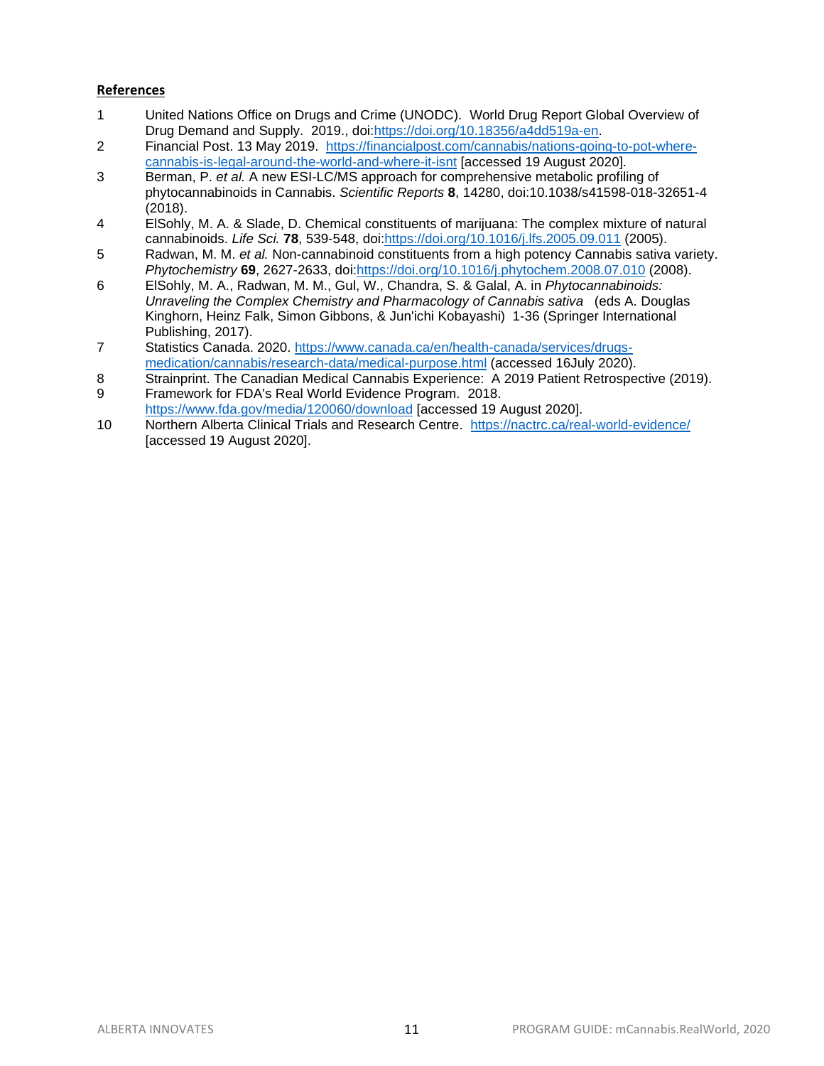**References**

1 United Nations Office on Drugs and Crime (UNODC). World Drug Report Global Overview of Drug Demand and Supply. 2019., doi:https://doi.org/10.18356/a4dd519a-en.

2 Financial Post. 13 May 2019. https://financialpost.com/cannabis/nations-going-to-pot-where-cannabis-is-legal-around-the-world-and-where-it-isnt [accessed 19 August 2020].

3 Berman, P. *et al.* A new ESI-LC/MS approach for comprehensive metabolic profiling of phytocannabinoids in Cannabis. *Scientific Reports* **8**, 14280, doi:10.1038/s41598-018-32651-4 (2018).

4 ElSohly, M. A. & Slade, D. Chemical constituents of marijuana: The complex mixture of natural cannabinoids. *Life Sci.* **78**, 539-548, doi:https://doi.org/10.1016/j.lfs.2005.09.011 (2005).

5 Radwan, M. M. *et al.* Non-cannabinoid constituents from a high potency Cannabis sativa variety. *Phytochemistry* **69**, 2627-2633, doi:https://doi.org/10.1016/j.phytochem.2008.07.010 (2008).

6 ElSohly, M. A., Radwan, M. M., Gul, W., Chandra, S. & Galal, A. in *Phytocannabinoids: Unraveling the Complex Chemistry and Pharmacology of Cannabis sativa* (eds A. Douglas Kinghorn, Heinz Falk, Simon Gibbons, & Jun'ichi Kobayashi) 1-36 (Springer International Publishing, 2017).

7 Statistics Canada. 2020. https://www.canada.ca/en/health-canada/services/drugs-medication/cannabis/research-data/medical-purpose.html (accessed 16July 2020).

8 Strainprint. The Canadian Medical Cannabis Experience: A 2019 Patient Retrospective (2019).

9 Framework for FDA's Real World Evidence Program. 2018. https://www.fda.gov/media/120060/download [accessed 19 August 2020].

10 Northern Alberta Clinical Trials and Research Centre. https://nactrc.ca/real-world-evidence/ [accessed 19 August 2020].